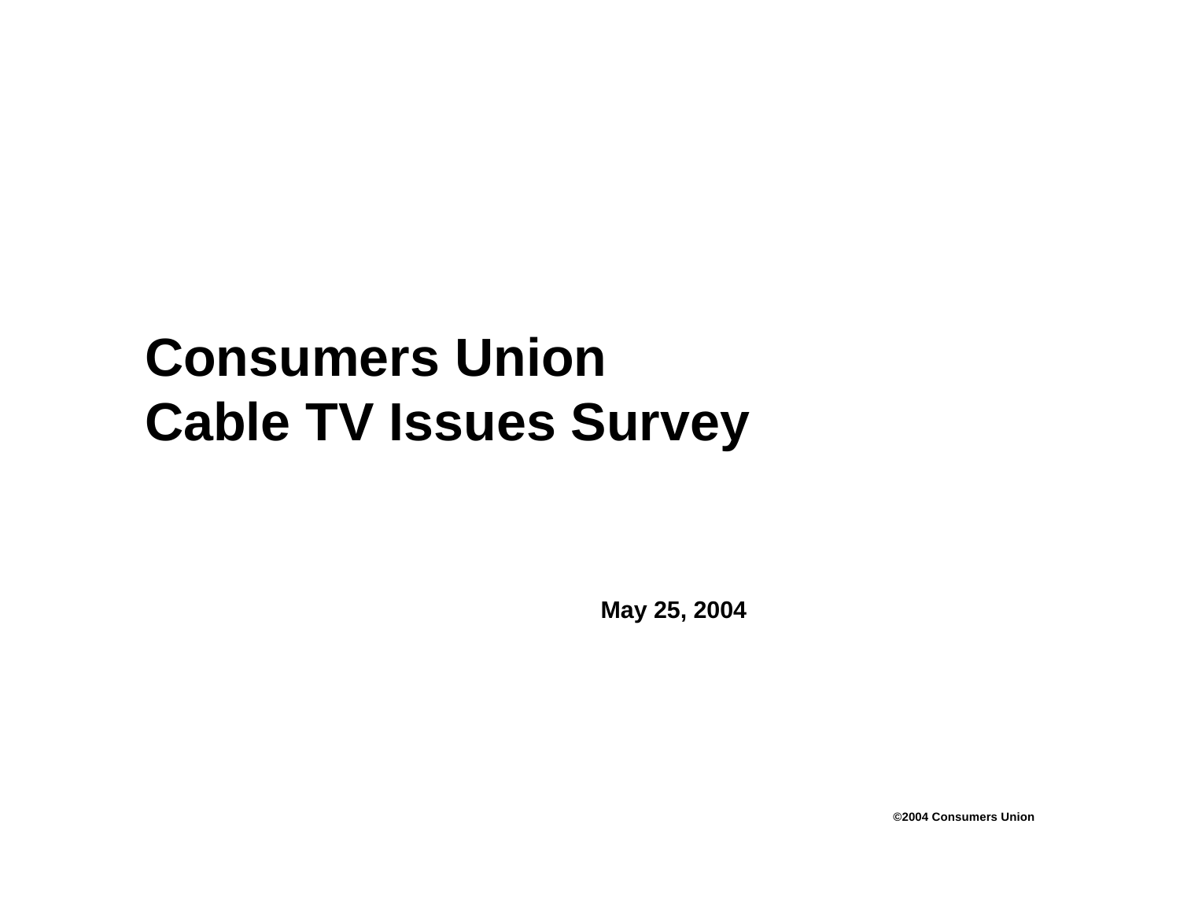# Consumers Union Cable TV Issues Survey

**May 25, 2004**

**©2004 Consumers Union**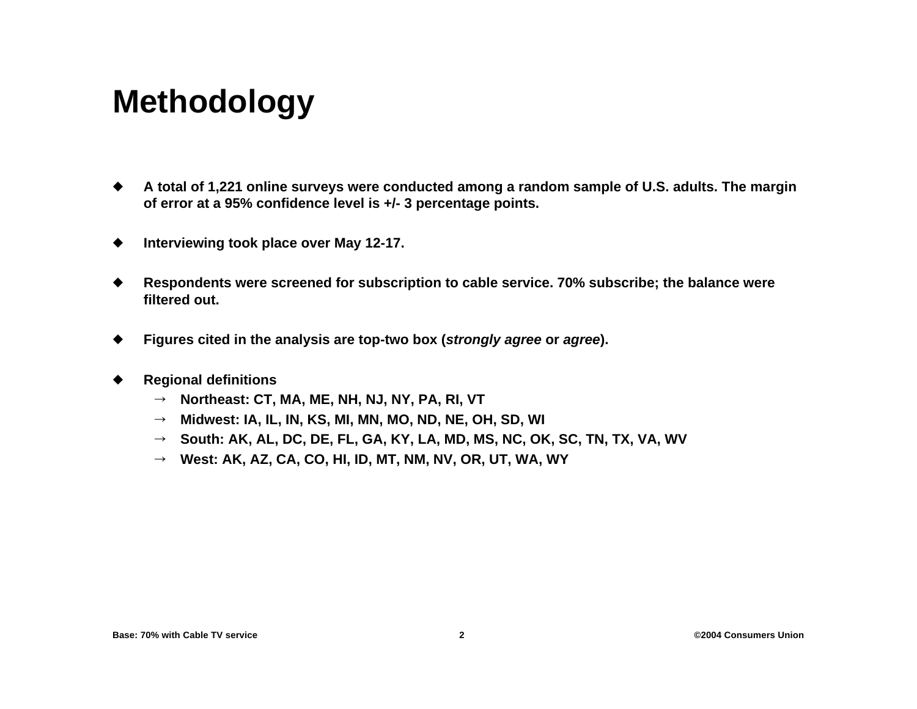# Methodology

- **A total of 1,221 online surveys were conducted among a random sample of U.S. adults. The margin of error at a 95% confidence level is +/- 3 percentage points.**
- **Interviewing took place over May 12-17.**
- **Respondents were screened for subscription to cable service. 70% subscribe; the balance were filtered out.**
- **Figures cited in the analysis are top-two box (*strongly agree* or *agree*).**
- **Regional definitions**
  - **Northeast: CT, MA, ME, NH, NJ, NY, PA, RI, VT**
  - **Midwest: IA, IL, IN, KS, MI, MN, MO, ND, NE, OH, SD, WI**
  - **South: AK, AL, DC, DE, FL, GA, KY, LA, MD, MS, NC, OK, SC, TN, TX, VA, WV**
  - **West: AK, AZ, CA, CO, HI, ID, MT, NM, NV, OR, UT, WA, WY**

**Base: 70% with Cable TV service**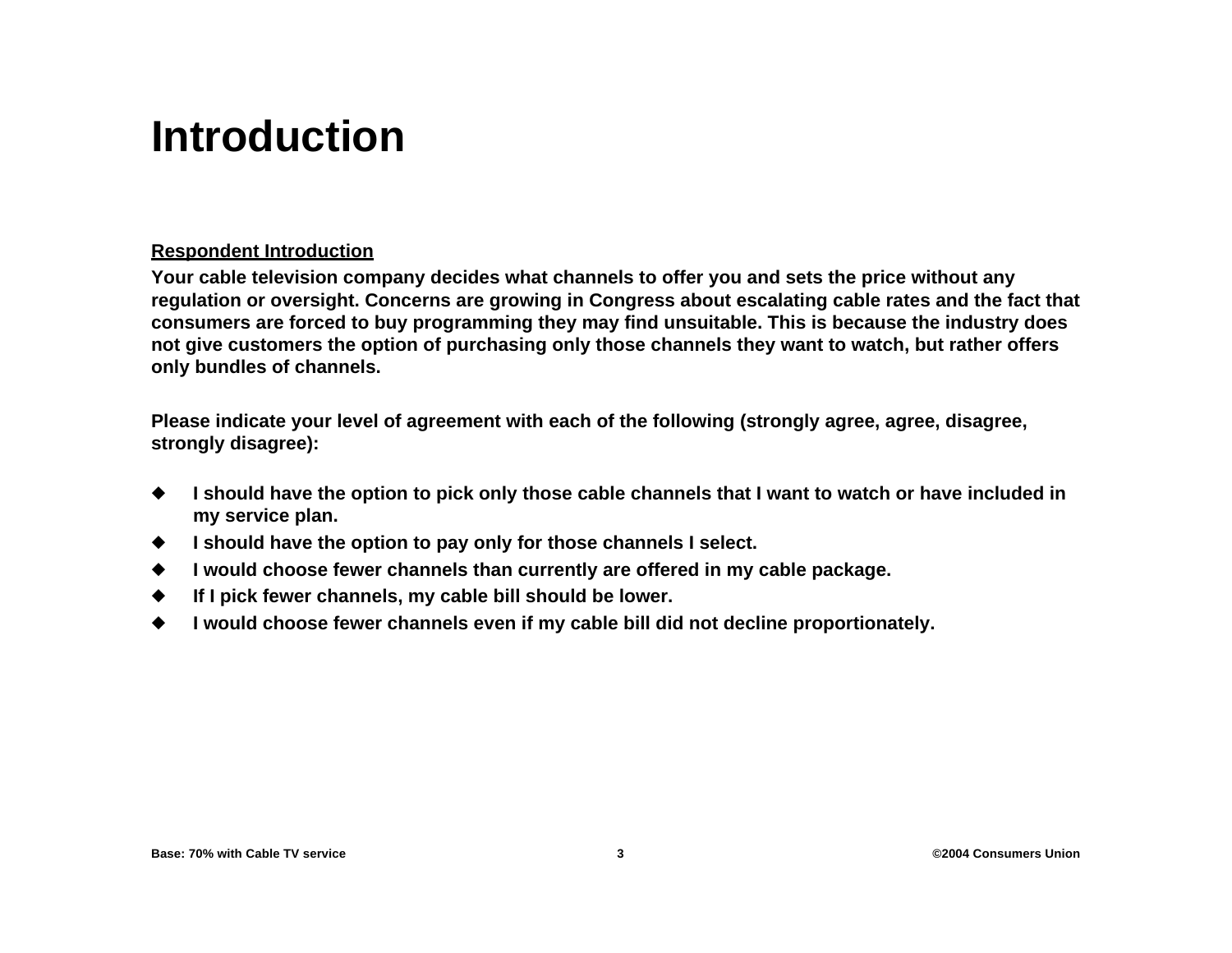# Introduction

**<u>Respondent Introduction</u>**

**Your cable television company decides what channels to offer you and sets the price without any regulation or oversight. Concerns are growing in Congress about escalating cable rates and the fact that consumers are forced to buy programming they may find unsuitable. This is because the industry does not give customers the option of purchasing only those channels they want to watch, but rather offers only bundles of channels.**

**Please indicate your level of agreement with each of the following (strongly agree, agree, disagree, strongly disagree):**

- **I should have the option to pick only those cable channels that I want to watch or have included in my service plan.**
- **I should have the option to pay only for those channels I select.**
- **I would choose fewer channels than currently are offered in my cable package.**
- **If I pick fewer channels, my cable bill should be lower.**
- **I would choose fewer channels even if my cable bill did not decline proportionately.**

**Base: 70% with Cable TV service**

**©2004 Consumers Union**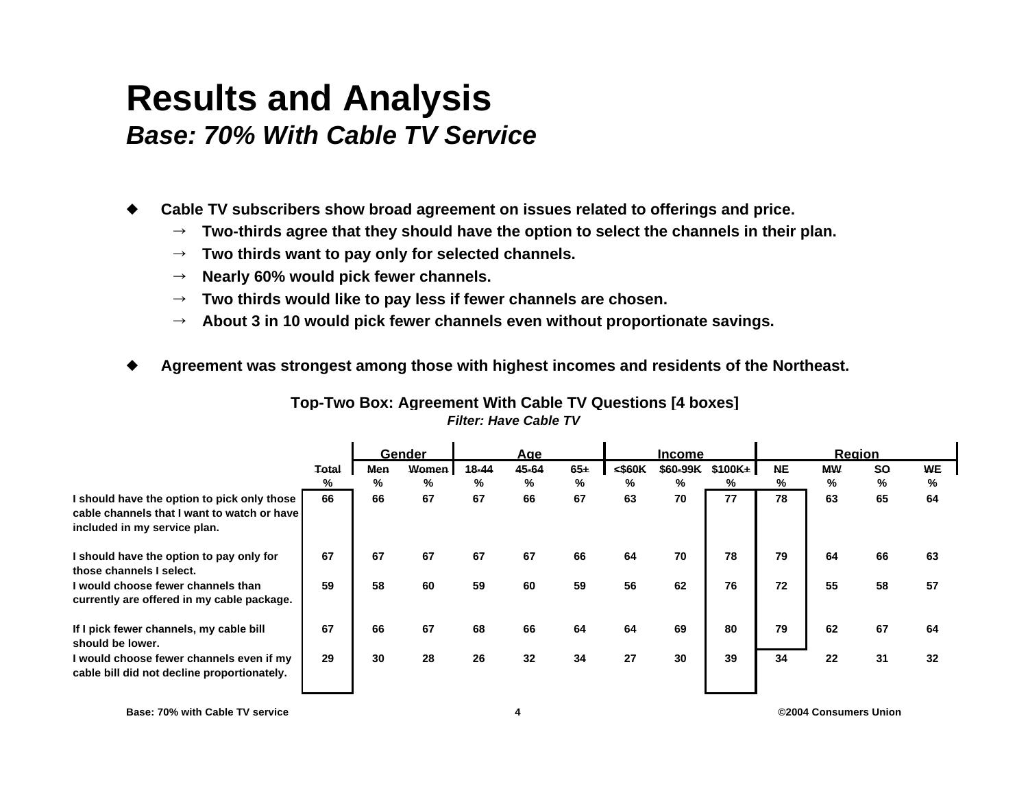# Results and Analysis

## *Base: 70% With Cable TV Service*

- **Cable TV subscribers show broad agreement on issues related to offerings and price.**
  - → **Two-thirds agree that they should have the option to select the channels in their plan.**
  - → **Two thirds want to pay only for selected channels.**
  - → **Nearly 60% would pick fewer channels.**
  - → **Two thirds would like to pay less if fewer channels are chosen.**
  - → **About 3 in 10 would pick fewer channels even without proportionate savings.**

- **Agreement was strongest among those with highest incomes and residents of the Northeast.**

**Top-Two Box: Agreement With Cable TV Questions [4 boxes]**

***Filter: Have Cable TV***

| | | Gender | | Age | | | Income | | | Region | | | |
|---|---|---|---|---|---|---|---|---|---|---|---|---|---|
| | Total | Men | Women | 18-44 | 45-64 | 65+ | <$60K | $60-99K | $100K+ | NE | MW | SO | WE |
| | % | % | % | % | % | % | % | % | % | % | % | % | % |
| I should have the option to pick only those cable channels that I want to watch or have included in my service plan. | 66 | 66 | 67 | 67 | 66 | 67 | 63 | 70 | 77 | 78 | 63 | 65 | 64 |
| I should have the option to pay only for those channels I select. | 67 | 67 | 67 | 67 | 67 | 66 | 64 | 70 | 78 | 79 | 64 | 66 | 63 |
| I would choose fewer channels than currently are offered in my cable package. | 59 | 58 | 60 | 59 | 60 | 59 | 56 | 62 | 76 | 72 | 55 | 58 | 57 |
| If I pick fewer channels, my cable bill should be lower. | 67 | 66 | 67 | 68 | 66 | 64 | 64 | 69 | 80 | 79 | 62 | 67 | 64 |
| I would choose fewer channels even if my cable bill did not decline proportionately. | 29 | 30 | 28 | 26 | 32 | 34 | 27 | 30 | 39 | 34 | 22 | 31 | 32 |

Base: 70% with Cable TV service

©2004 Consumers Union